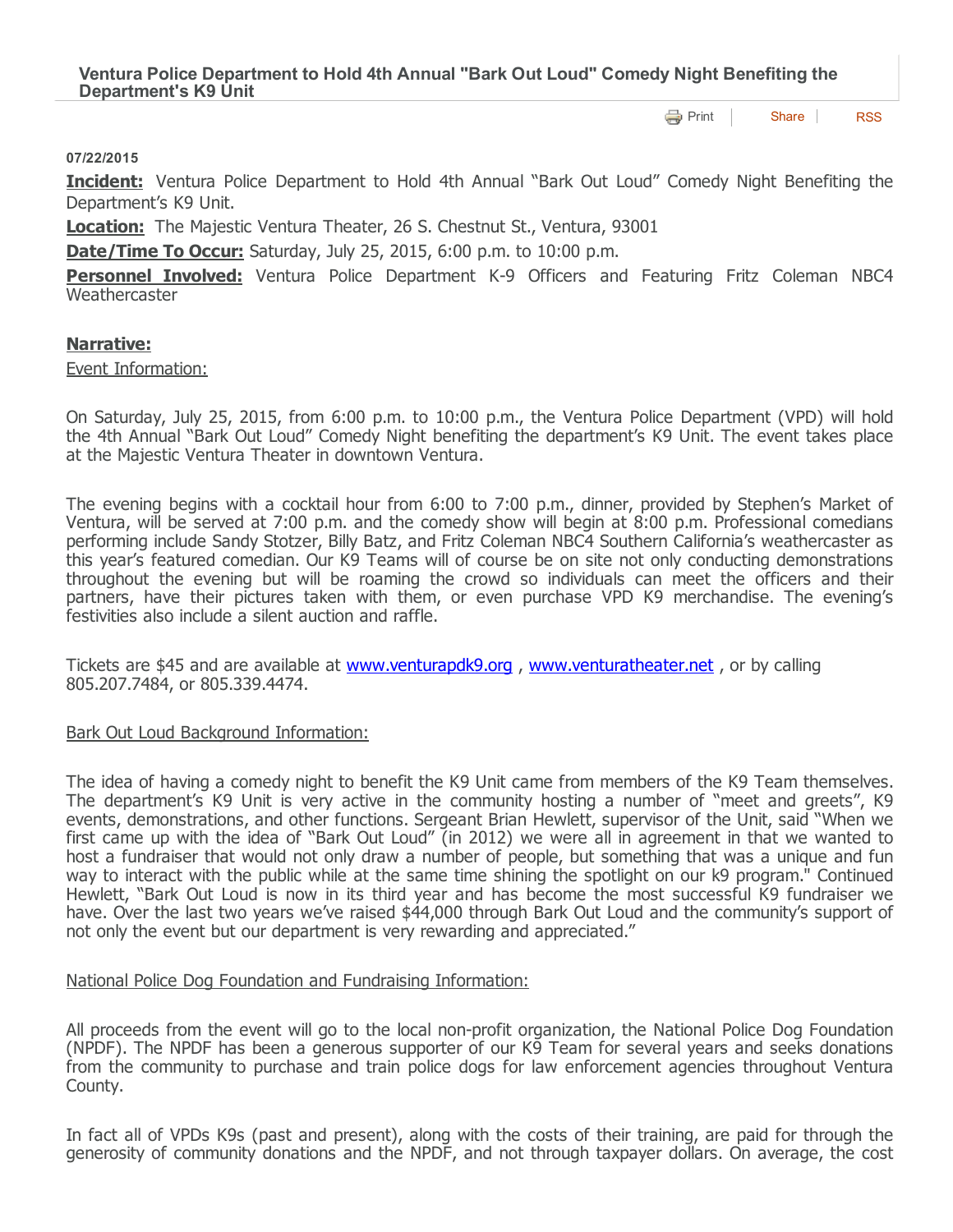# Ventura Police Department to Hold 4th Annual "Bark Out Loud" Comedy Night Benefiting the Department's K9 Unit

Print | Share | RSS

**07/22/2015**

**Incident:** Ventura Police Department to Hold 4th Annual "Bark Out Loud" Comedy Night Benefiting the Department's K9 Unit.

**Location:** The Majestic Ventura Theater, 26 S. Chestnut St., Ventura, 93001

**Date/Time To Occur:** Saturday, July 25, 2015, 6:00 p.m. to 10:00 p.m.

**Personnel Involved:** Ventura Police Department K-9 Officers and Featuring Fritz Coleman NBC4 Weathercaster

## Narrative:

Event Information:

On Saturday, July 25, 2015, from 6:00 p.m. to 10:00 p.m., the Ventura Police Department (VPD) will hold the 4th Annual "Bark Out Loud" Comedy Night benefiting the department's K9 Unit. The event takes place at the Majestic Ventura Theater in downtown Ventura.

The evening begins with a cocktail hour from 6:00 to 7:00 p.m., dinner, provided by Stephen's Market of Ventura, will be served at 7:00 p.m. and the comedy show will begin at 8:00 p.m. Professional comedians performing include Sandy Stotzer, Billy Batz, and Fritz Coleman NBC4 Southern California's weathercaster as this year's featured comedian. Our K9 Teams will of course be on site not only conducting demonstrations throughout the evening but will be roaming the crowd so individuals can meet the officers and their partners, have their pictures taken with them, or even purchase VPD K9 merchandise. The evening's festivities also include a silent auction and raffle.

Tickets are $45 and are available at www.venturapdk9.org , www.venturatheater.net , or by calling 805.207.7484, or 805.339.4474.

Bark Out Loud Background Information:

The idea of having a comedy night to benefit the K9 Unit came from members of the K9 Team themselves. The department's K9 Unit is very active in the community hosting a number of "meet and greets", K9 events, demonstrations, and other functions. Sergeant Brian Hewlett, supervisor of the Unit, said "When we first came up with the idea of "Bark Out Loud" (in 2012) we were all in agreement in that we wanted to host a fundraiser that would not only draw a number of people, but something that was a unique and fun way to interact with the public while at the same time shining the spotlight on our k9 program." Continued Hewlett, "Bark Out Loud is now in its third year and has become the most successful K9 fundraiser we have. Over the last two years we've raised $44,000 through Bark Out Loud and the community's support of not only the event but our department is very rewarding and appreciated."

National Police Dog Foundation and Fundraising Information:

All proceeds from the event will go to the local non-profit organization, the National Police Dog Foundation (NPDF). The NPDF has been a generous supporter of our K9 Team for several years and seeks donations from the community to purchase and train police dogs for law enforcement agencies throughout Ventura County.

In fact all of VPDs K9s (past and present), along with the costs of their training, are paid for through the generosity of community donations and the NPDF, and not through taxpayer dollars. On average, the cost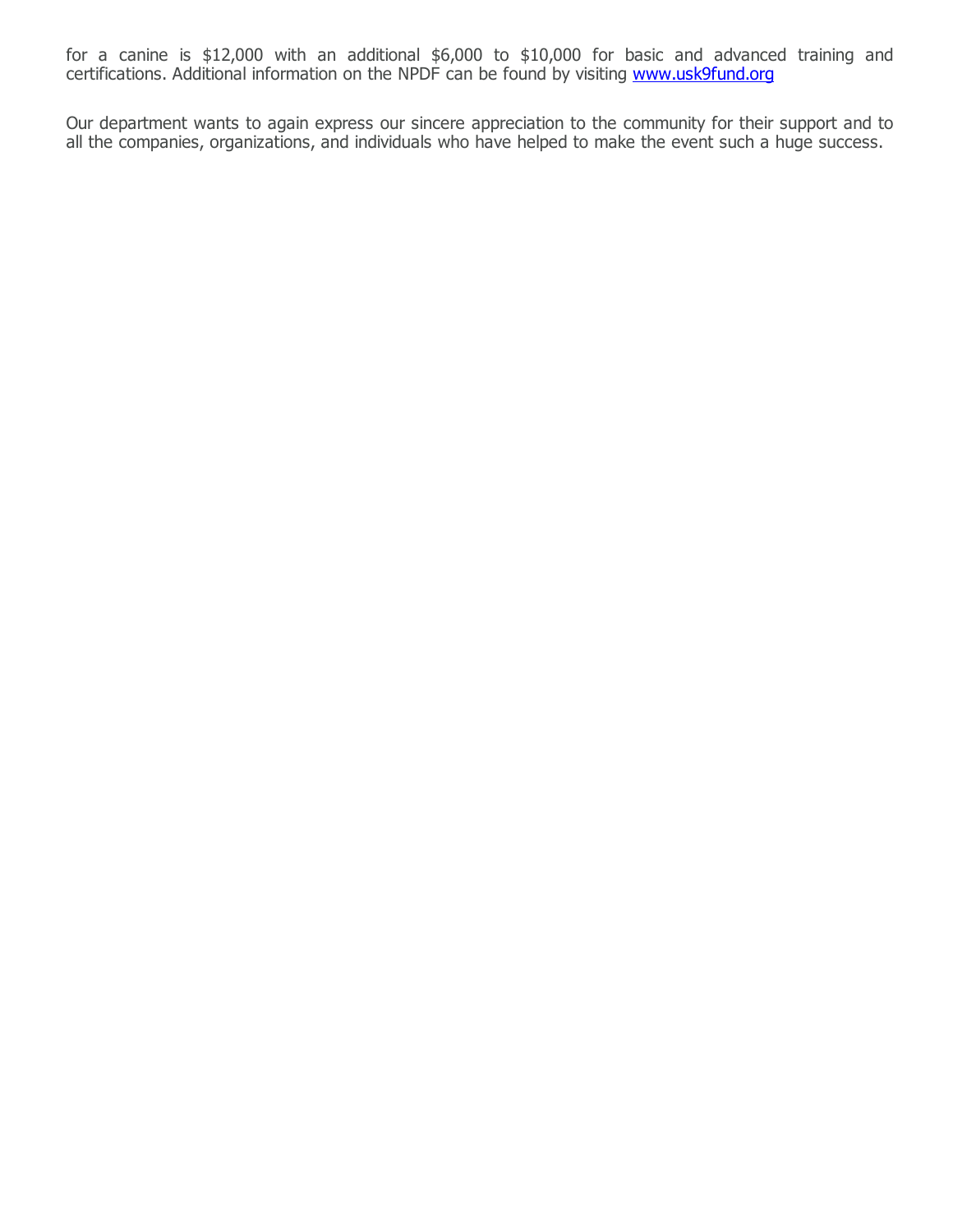for a canine is $12,000 with an additional $6,000 to $10,000 for basic and advanced training and certifications. Additional information on the NPDF can be found by visiting [www.usk9fund.org](http://www.usk9fund.org)

Our department wants to again express our sincere appreciation to the community for their support and to all the companies, organizations, and individuals who have helped to make the event such a huge success.